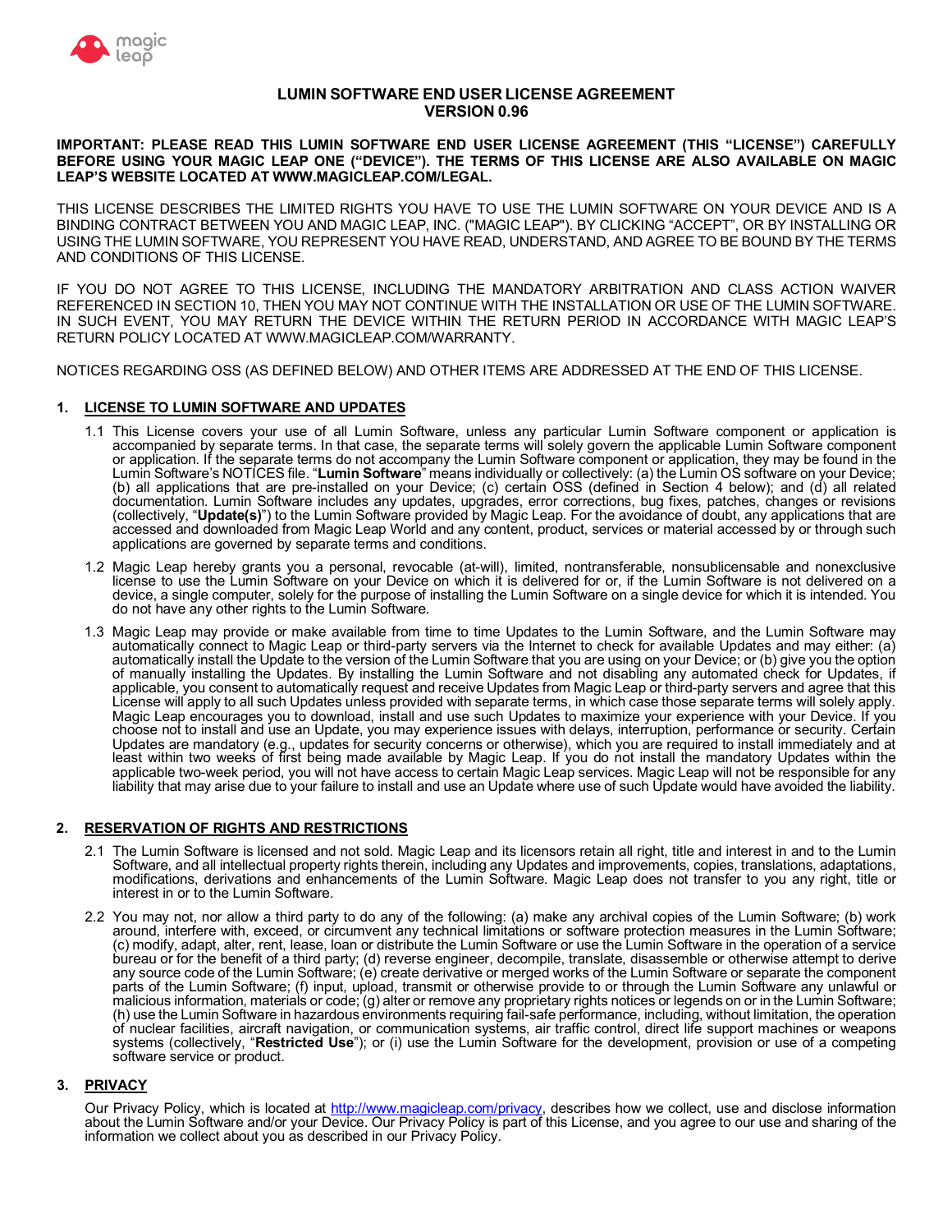# LUMIN SOFTWARE END USER LICENSE AGREEMENT
## VERSION 0.96

**IMPORTANT: PLEASE READ THIS LUMIN SOFTWARE END USER LICENSE AGREEMENT (THIS "LICENSE") CAREFULLY BEFORE USING YOUR MAGIC LEAP ONE ("DEVICE"). THE TERMS OF THIS LICENSE ARE ALSO AVAILABLE ON MAGIC LEAP'S WEBSITE LOCATED AT WWW.MAGICLEAP.COM/LEGAL.**

THIS LICENSE DESCRIBES THE LIMITED RIGHTS YOU HAVE TO USE THE LUMIN SOFTWARE ON YOUR DEVICE AND IS A BINDING CONTRACT BETWEEN YOU AND MAGIC LEAP, INC. ("MAGIC LEAP"). BY CLICKING "ACCEPT", OR BY INSTALLING OR USING THE LUMIN SOFTWARE, YOU REPRESENT YOU HAVE READ, UNDERSTAND, AND AGREE TO BE BOUND BY THE TERMS AND CONDITIONS OF THIS LICENSE.

IF YOU DO NOT AGREE TO THIS LICENSE, INCLUDING THE MANDATORY ARBITRATION AND CLASS ACTION WAIVER REFERENCED IN SECTION 10, THEN YOU MAY NOT CONTINUE WITH THE INSTALLATION OR USE OF THE LUMIN SOFTWARE. IN SUCH EVENT, YOU MAY RETURN THE DEVICE WITHIN THE RETURN PERIOD IN ACCORDANCE WITH MAGIC LEAP'S RETURN POLICY LOCATED AT WWW.MAGICLEAP.COM/WARRANTY.

NOTICES REGARDING OSS (AS DEFINED BELOW) AND OTHER ITEMS ARE ADDRESSED AT THE END OF THIS LICENSE.

### 1. LICENSE TO LUMIN SOFTWARE AND UPDATES

1.1 This License covers your use of all Lumin Software, unless any particular Lumin Software component or application is accompanied by separate terms. In that case, the separate terms will solely govern the applicable Lumin Software component or application. If the separate terms do not accompany the Lumin Software component or application, they may be found in the Lumin Software's NOTICES file. "**Lumin Software**" means individually or collectively: (a) the Lumin OS software on your Device; (b) all applications that are pre-installed on your Device; (c) certain OSS (defined in Section 4 below); and (d) all related documentation. Lumin Software includes any updates, upgrades, error corrections, bug fixes, patches, changes or revisions (collectively, "**Update(s)**") to the Lumin Software provided by Magic Leap. For the avoidance of doubt, any applications that are accessed and downloaded from Magic Leap World and any content, product, services or material accessed by or through such applications are governed by separate terms and conditions.

1.2 Magic Leap hereby grants you a personal, revocable (at-will), limited, nontransferable, nonsublicensable and nonexclusive license to use the Lumin Software on your Device on which it is delivered for or, if the Lumin Software is not delivered on a device, a single computer, solely for the purpose of installing the Lumin Software on a single device for which it is intended. You do not have any other rights to the Lumin Software.

1.3 Magic Leap may provide or make available from time to time Updates to the Lumin Software, and the Lumin Software may automatically connect to Magic Leap or third-party servers via the Internet to check for available Updates and may either: (a) automatically install the Update to the version of the Lumin Software that you are using on your Device; or (b) give you the option of manually installing the Updates. By installing the Lumin Software and not disabling any automated check for Updates, if applicable, you consent to automatically request and receive Updates from Magic Leap or third-party servers and agree that this License will apply to all such Updates unless provided with separate terms, in which case those separate terms will solely apply. Magic Leap encourages you to download, install and use such Updates to maximize your experience with your Device. If you choose not to install and use an Update, you may experience issues with delays, interruption, performance or security. Certain Updates are mandatory (e.g., updates for security concerns or otherwise), which you are required to install immediately and at least within two weeks of first being made available by Magic Leap. If you do not install the mandatory Updates within the applicable two-week period, you will not have access to certain Magic Leap services. Magic Leap will not be responsible for any liability that may arise due to your failure to install and use an Update where use of such Update would have avoided the liability.

### 2. RESERVATION OF RIGHTS AND RESTRICTIONS

2.1 The Lumin Software is licensed and not sold. Magic Leap and its licensors retain all right, title and interest in and to the Lumin Software, and all intellectual property rights therein, including any Updates and improvements, copies, translations, adaptations, modifications, derivations and enhancements of the Lumin Software. Magic Leap does not transfer to you any right, title or interest in or to the Lumin Software.

2.2 You may not, nor allow a third party to do any of the following: (a) make any archival copies of the Lumin Software; (b) work around, interfere with, exceed, or circumvent any technical limitations or software protection measures in the Lumin Software; (c) modify, adapt, alter, rent, lease, loan or distribute the Lumin Software or use the Lumin Software in the operation of a service bureau or for the benefit of a third party; (d) reverse engineer, decompile, translate, disassemble or otherwise attempt to derive any source code of the Lumin Software; (e) create derivative or merged works of the Lumin Software or separate the component parts of the Lumin Software; (f) input, upload, transmit or otherwise provide to or through the Lumin Software any unlawful or malicious information, materials or code; (g) alter or remove any proprietary rights notices or legends on or in the Lumin Software; (h) use the Lumin Software in hazardous environments requiring fail-safe performance, including, without limitation, the operation of nuclear facilities, aircraft navigation, or communication systems, air traffic control, direct life support machines or weapons systems (collectively, "**Restricted Use**"); or (i) use the Lumin Software for the development, provision or use of a competing software service or product.

### 3. PRIVACY

Our Privacy Policy, which is located at http://www.magicleap.com/privacy, describes how we collect, use and disclose information about the Lumin Software and/or your Device. Our Privacy Policy is part of this License, and you agree to our use and sharing of the information we collect about you as described in our Privacy Policy.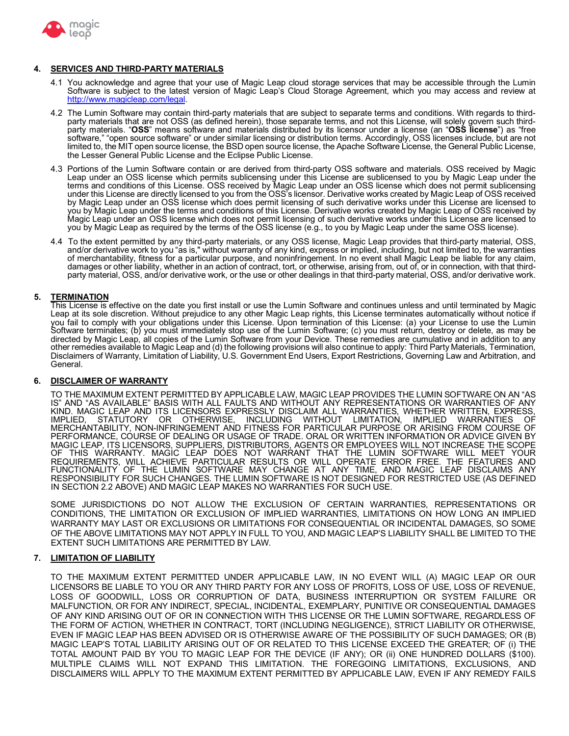## 4. SERVICES AND THIRD-PARTY MATERIALS

4.1 You acknowledge and agree that your use of Magic Leap cloud storage services that may be accessible through the Lumin Software is subject to the latest version of Magic Leap's Cloud Storage Agreement, which you may access and review at http://www.magicleap.com/legal.

4.2 The Lumin Software may contain third-party materials that are subject to separate terms and conditions. With regards to third-party materials that are not OSS (as defined herein), those separate terms, and not this License, will solely govern such third-party materials. "**OSS**" means software and materials distributed by its licensor under a license (an "**OSS license**") as "free software," "open source software" or under similar licensing or distribution terms. Accordingly, OSS licenses include, but are not limited to, the MIT open source license, the BSD open source license, the Apache Software License, the General Public License, the Lesser General Public License and the Eclipse Public License.

4.3 Portions of the Lumin Software contain or are derived from third-party OSS software and materials. OSS received by Magic Leap under an OSS license which permits sublicensing under this License are sublicensed to you by Magic Leap under the terms and conditions of this License. OSS received by Magic Leap under an OSS license which does not permit sublicensing under this License are directly licensed to you from the OSS's licensor. Derivative works created by Magic Leap of OSS received by Magic Leap under an OSS license which does permit licensing of such derivative works under this License are licensed to you by Magic Leap under the terms and conditions of this License. Derivative works created by Magic Leap of OSS received by Magic Leap under an OSS license which does not permit licensing of such derivative works under this License are licensed to you by Magic Leap as required by the terms of the OSS license (e.g., to you by Magic Leap under the same OSS license).

4.4 To the extent permitted by any third-party materials, or any OSS license, Magic Leap provides that third-party material, OSS, and/or derivative work to you "as is," without warranty of any kind, express or implied, including, but not limited to, the warranties of merchantability, fitness for a particular purpose, and noninfringement. In no event shall Magic Leap be liable for any claim, damages or other liability, whether in an action of contract, tort, or otherwise, arising from, out of, or in connection, with that third-party material, OSS, and/or derivative work, or the use or other dealings in that third-party material, OSS, and/or derivative work.

## 5. TERMINATION

This License is effective on the date you first install or use the Lumin Software and continues unless and until terminated by Magic Leap at its sole discretion. Without prejudice to any other Magic Leap rights, this License terminates automatically without notice if you fail to comply with your obligations under this License. Upon termination of this License: (a) your License to use the Lumin Software terminates; (b) you must immediately stop use of the Lumin Software; (c) you must return, destroy or delete, as may be directed by Magic Leap, all copies of the Lumin Software from your Device. These remedies are cumulative and in addition to any other remedies available to Magic Leap and (d) the following provisions will also continue to apply: Third Party Materials, Termination, Disclaimers of Warranty, Limitation of Liability, U.S. Government End Users, Export Restrictions, Governing Law and Arbitration, and General.

## 6. DISCLAIMER OF WARRANTY

TO THE MAXIMUM EXTENT PERMITTED BY APPLICABLE LAW, MAGIC LEAP PROVIDES THE LUMIN SOFTWARE ON AN "AS IS" AND "AS AVAILABLE" BASIS WITH ALL FAULTS AND WITHOUT ANY REPRESENTATIONS OR WARRANTIES OF ANY KIND. MAGIC LEAP AND ITS LICENSORS EXPRESSLY DISCLAIM ALL WARRANTIES, WHETHER WRITTEN, EXPRESS, IMPLIED, STATUTORY OR OTHERWISE, INCLUDING WITHOUT LIMITATION, IMPLIED WARRANTIES OF MERCHANTABILITY, NON-INFRINGEMENT AND FITNESS FOR PARTICULAR PURPOSE OR ARISING FROM COURSE OF PERFORMANCE, COURSE OF DEALING OR USAGE OF TRADE. ORAL OR WRITTEN INFORMATION OR ADVICE GIVEN BY MAGIC LEAP, ITS LICENSORS, SUPPLIERS, DISTRIBUTORS, AGENTS OR EMPLOYEES WILL NOT INCREASE THE SCOPE OF THIS WARRANTY. MAGIC LEAP DOES NOT WARRANT THAT THE LUMIN SOFTWARE WILL MEET YOUR REQUIREMENTS, WILL ACHIEVE PARTICULAR RESULTS OR WILL OPERATE ERROR FREE. THE FEATURES AND FUNCTIONALITY OF THE LUMIN SOFTWARE MAY CHANGE AT ANY TIME, AND MAGIC LEAP DISCLAIMS ANY RESPONSIBILITY FOR SUCH CHANGES. THE LUMIN SOFTWARE IS NOT DESIGNED FOR RESTRICTED USE (AS DEFINED IN SECTION 2.2 ABOVE) AND MAGIC LEAP MAKES NO WARRANTIES FOR SUCH USE.

SOME JURISDICTIONS DO NOT ALLOW THE EXCLUSION OF CERTAIN WARRANTIES, REPRESENTATIONS OR CONDITIONS, THE LIMITATION OR EXCLUSION OF IMPLIED WARRANTIES, LIMITATIONS ON HOW LONG AN IMPLIED WARRANTY MAY LAST OR EXCLUSIONS OR LIMITATIONS FOR CONSEQUENTIAL OR INCIDENTAL DAMAGES, SO SOME OF THE ABOVE LIMITATIONS MAY NOT APPLY IN FULL TO YOU, AND MAGIC LEAP'S LIABILITY SHALL BE LIMITED TO THE EXTENT SUCH LIMITATIONS ARE PERMITTED BY LAW.

## 7. LIMITATION OF LIABILITY

TO THE MAXIMUM EXTENT PERMITTED UNDER APPLICABLE LAW, IN NO EVENT WILL (A) MAGIC LEAP OR OUR LICENSORS BE LIABLE TO YOU OR ANY THIRD PARTY FOR ANY LOSS OF PROFITS, LOSS OF USE, LOSS OF REVENUE, LOSS OF GOODWILL, LOSS OR CORRUPTION OF DATA, BUSINESS INTERRUPTION OR SYSTEM FAILURE OR MALFUNCTION, OR FOR ANY INDIRECT, SPECIAL, INCIDENTAL, EXEMPLARY, PUNITIVE OR CONSEQUENTIAL DAMAGES OF ANY KIND ARISING OUT OF OR IN CONNECTION WITH THIS LICENSE OR THE LUMIN SOFTWARE, REGARDLESS OF THE FORM OF ACTION, WHETHER IN CONTRACT, TORT (INCLUDING NEGLIGENCE), STRICT LIABILITY OR OTHERWISE, EVEN IF MAGIC LEAP HAS BEEN ADVISED OR IS OTHERWISE AWARE OF THE POSSIBILITY OF SUCH DAMAGES; OR (B) MAGIC LEAP'S TOTAL LIABILITY ARISING OUT OF OR RELATED TO THIS LICENSE EXCEED THE GREATER; OF (i) THE TOTAL AMOUNT PAID BY YOU TO MAGIC LEAP FOR THE DEVICE (IF ANY); OR (ii) ONE HUNDRED DOLLARS ($100). MULTIPLE CLAIMS WILL NOT EXPAND THIS LIMITATION. THE FOREGOING LIMITATIONS, EXCLUSIONS, AND DISCLAIMERS WILL APPLY TO THE MAXIMUM EXTENT PERMITTED BY APPLICABLE LAW, EVEN IF ANY REMEDY FAILS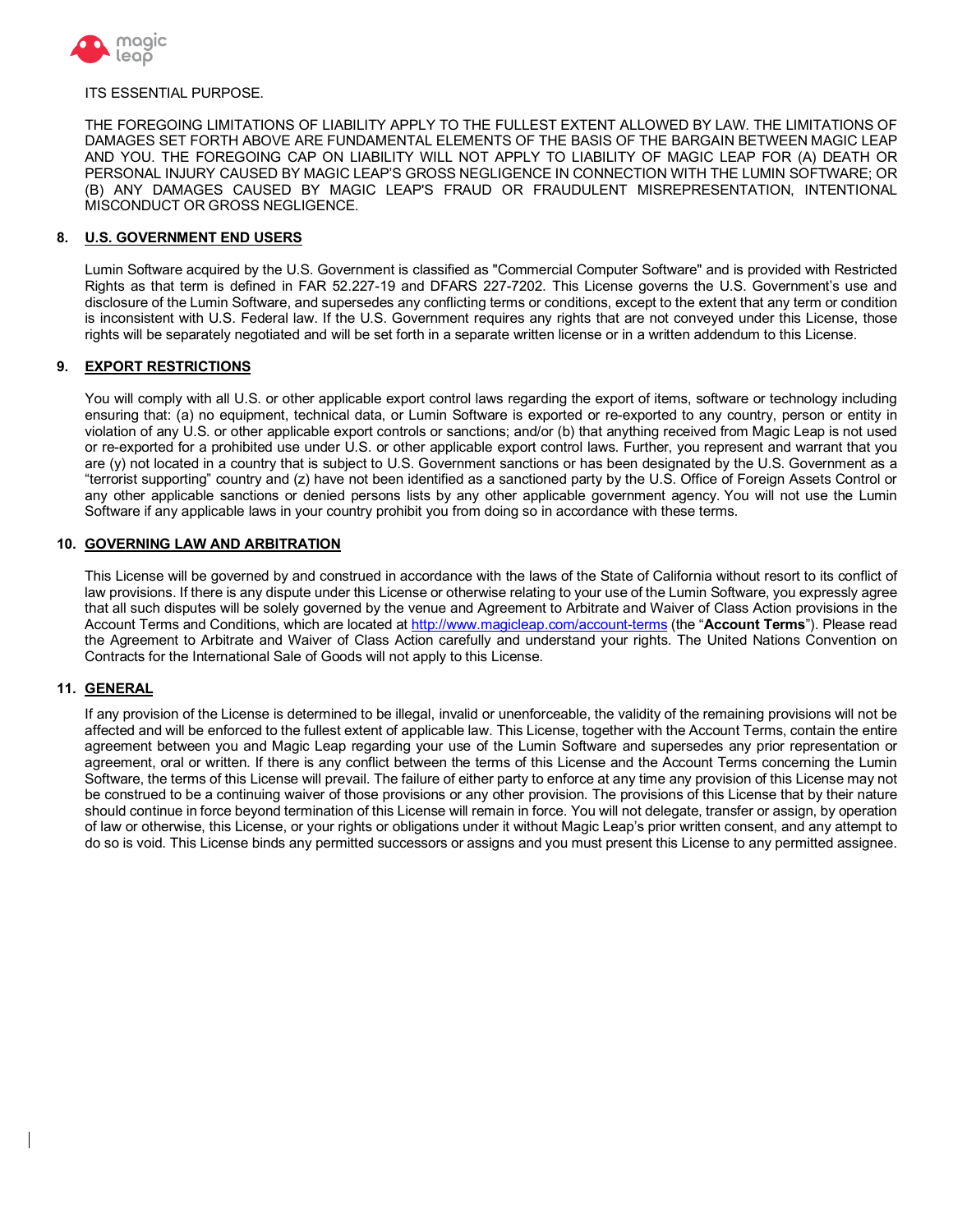ITS ESSENTIAL PURPOSE.

THE FOREGOING LIMITATIONS OF LIABILITY APPLY TO THE FULLEST EXTENT ALLOWED BY LAW. THE LIMITATIONS OF DAMAGES SET FORTH ABOVE ARE FUNDAMENTAL ELEMENTS OF THE BASIS OF THE BARGAIN BETWEEN MAGIC LEAP AND YOU. THE FOREGOING CAP ON LIABILITY WILL NOT APPLY TO LIABILITY OF MAGIC LEAP FOR (A) DEATH OR PERSONAL INJURY CAUSED BY MAGIC LEAP'S GROSS NEGLIGENCE IN CONNECTION WITH THE LUMIN SOFTWARE; OR (B) ANY DAMAGES CAUSED BY MAGIC LEAP'S FRAUD OR FRAUDULENT MISREPRESENTATION, INTENTIONAL MISCONDUCT OR GROSS NEGLIGENCE.

## 8. U.S. GOVERNMENT END USERS

Lumin Software acquired by the U.S. Government is classified as "Commercial Computer Software" and is provided with Restricted Rights as that term is defined in FAR 52.227-19 and DFARS 227-7202. This License governs the U.S. Government's use and disclosure of the Lumin Software, and supersedes any conflicting terms or conditions, except to the extent that any term or condition is inconsistent with U.S. Federal law. If the U.S. Government requires any rights that are not conveyed under this License, those rights will be separately negotiated and will be set forth in a separate written license or in a written addendum to this License.

## 9. EXPORT RESTRICTIONS

You will comply with all U.S. or other applicable export control laws regarding the export of items, software or technology including ensuring that: (a) no equipment, technical data, or Lumin Software is exported or re-exported to any country, person or entity in violation of any U.S. or other applicable export controls or sanctions; and/or (b) that anything received from Magic Leap is not used or re-exported for a prohibited use under U.S. or other applicable export control laws. Further, you represent and warrant that you are (y) not located in a country that is subject to U.S. Government sanctions or has been designated by the U.S. Government as a "terrorist supporting" country and (z) have not been identified as a sanctioned party by the U.S. Office of Foreign Assets Control or any other applicable sanctions or denied persons lists by any other applicable government agency. You will not use the Lumin Software if any applicable laws in your country prohibit you from doing so in accordance with these terms.

## 10. GOVERNING LAW AND ARBITRATION

This License will be governed by and construed in accordance with the laws of the State of California without resort to its conflict of law provisions. If there is any dispute under this License or otherwise relating to your use of the Lumin Software, you expressly agree that all such disputes will be solely governed by the venue and Agreement to Arbitrate and Waiver of Class Action provisions in the Account Terms and Conditions, which are located at http://www.magicleap.com/account-terms (the "**Account Terms**"). Please read the Agreement to Arbitrate and Waiver of Class Action carefully and understand your rights. The United Nations Convention on Contracts for the International Sale of Goods will not apply to this License.

## 11. GENERAL

If any provision of the License is determined to be illegal, invalid or unenforceable, the validity of the remaining provisions will not be affected and will be enforced to the fullest extent of applicable law. This License, together with the Account Terms, contain the entire agreement between you and Magic Leap regarding your use of the Lumin Software and supersedes any prior representation or agreement, oral or written. If there is any conflict between the terms of this License and the Account Terms concerning the Lumin Software, the terms of this License will prevail. The failure of either party to enforce at any time any provision of this License may not be construed to be a continuing waiver of those provisions or any other provision. The provisions of this License that by their nature should continue in force beyond termination of this License will remain in force. You will not delegate, transfer or assign, by operation of law or otherwise, this License, or your rights or obligations under it without Magic Leap's prior written consent, and any attempt to do so is void. This License binds any permitted successors or assigns and you must present this License to any permitted assignee.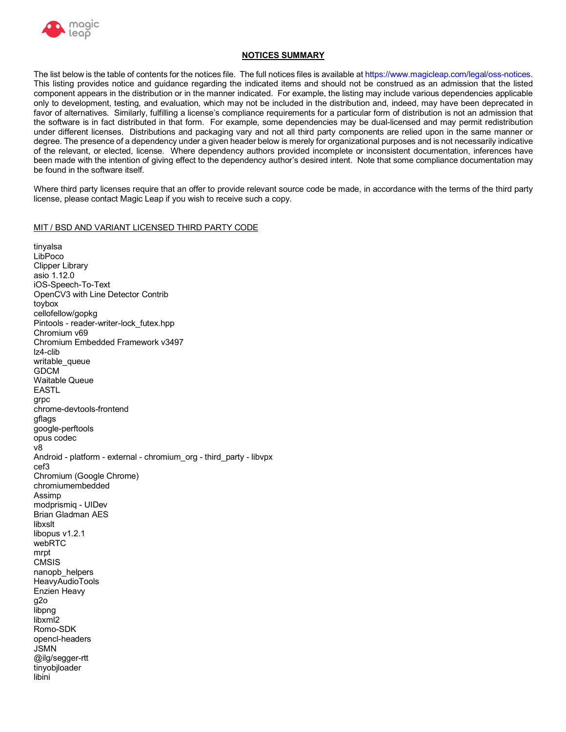## NOTICES SUMMARY

The list below is the table of contents for the notices file. The full notices files is available at https://www.magicleap.com/legal/oss-notices. This listing provides notice and guidance regarding the indicated items and should not be construed as an admission that the listed component appears in the distribution or in the manner indicated. For example, the listing may include various dependencies applicable only to development, testing, and evaluation, which may not be included in the distribution and, indeed, may have been deprecated in favor of alternatives. Similarly, fulfilling a license's compliance requirements for a particular form of distribution is not an admission that the software is in fact distributed in that form. For example, some dependencies may be dual-licensed and may permit redistribution under different licenses. Distributions and packaging vary and not all third party components are relied upon in the same manner or degree. The presence of a dependency under a given header below is merely for organizational purposes and is not necessarily indicative of the relevant, or elected, license. Where dependency authors provided incomplete or inconsistent documentation, inferences have been made with the intention of giving effect to the dependency author's desired intent. Note that some compliance documentation may be found in the software itself.

Where third party licenses require that an offer to provide relevant source code be made, in accordance with the terms of the third party license, please contact Magic Leap if you wish to receive such a copy.

MIT / BSD AND VARIANT LICENSED THIRD PARTY CODE

tinyalsa
LibPoco
Clipper Library
asio 1.12.0
iOS-Speech-To-Text
OpenCV3 with Line Detector Contrib
toybox
cellofellow/gopkg
Pintools - reader-writer-lock_futex.hpp
Chromium v69
Chromium Embedded Framework v3497
lz4-clib
writable_queue
GDCM
Waitable Queue
EASTL
grpc
chrome-devtools-frontend
gflags
google-perftools
opus codec
v8
Android - platform - external - chromium_org - third_party - libvpx
cef3
Chromium (Google Chrome)
chromiumembedded
Assimp
modprismiq - UIDev
Brian Gladman AES
libxslt
libopus v1.2.1
webRTC
mrpt
CMSIS
nanopb_helpers
HeavyAudioTools
Enzien Heavy
g2o
libpng
libxml2
Romo-SDK
opencl-headers
JSMN
@ilg/segger-rtt
tinyobjloader
libini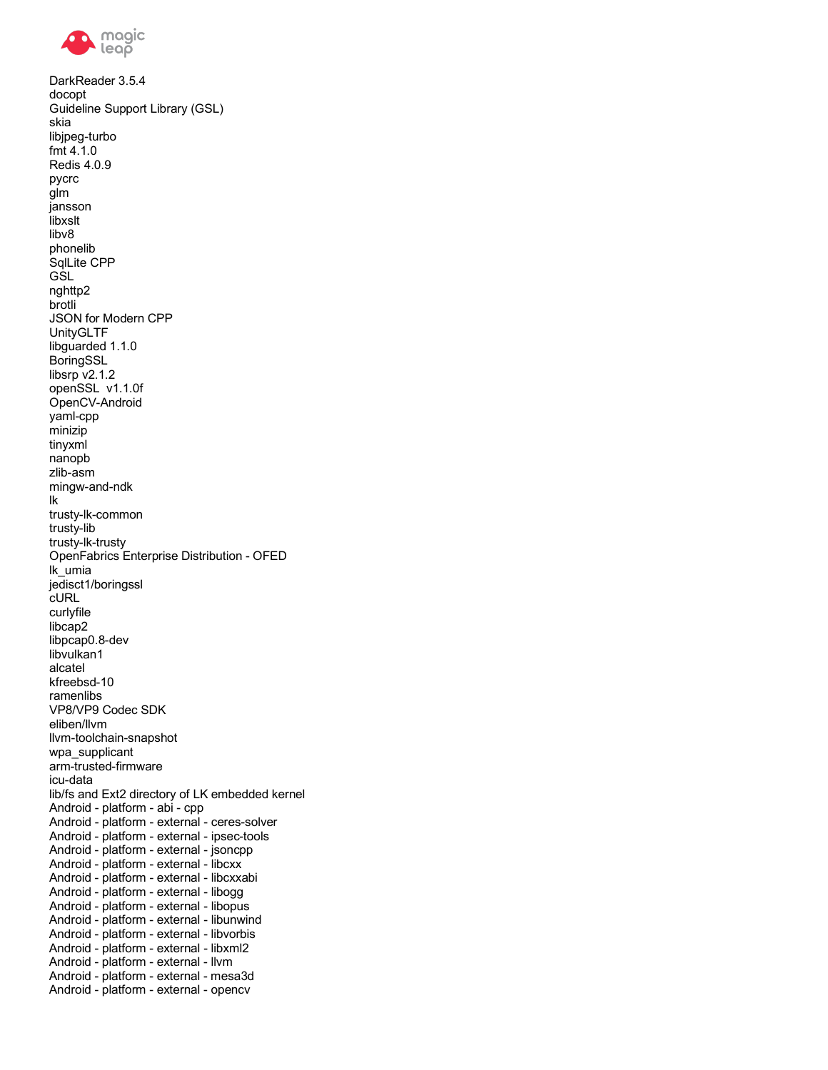DarkReader 3.5.4
docopt
Guideline Support Library (GSL)
skia
libjpeg-turbo
fmt 4.1.0
Redis 4.0.9
pycrc
glm
jansson
libxslt
libv8
phonelib
SqlLite CPP
GSL
nghttp2
brotli
JSON for Modern CPP
UnityGLTF
libguarded 1.1.0
BoringSSL
libsrp v2.1.2
openSSL  v1.1.0f
OpenCV-Android
yaml-cpp
minizip
tinyxml
nanopb
zlib-asm
mingw-and-ndk
lk
trusty-lk-common
trusty-lib
trusty-lk-trusty
OpenFabrics Enterprise Distribution - OFED
lk_umia
jedisct1/boringssl
cURL
curlyfile
libcap2
libpcap0.8-dev
libvulkan1
alcatel
kfreebsd-10
ramenlibs
VP8/VP9 Codec SDK
eliben/llvm
llvm-toolchain-snapshot
wpa_supplicant
arm-trusted-firmware
icu-data
lib/fs and Ext2 directory of LK embedded kernel
Android - platform - abi - cpp
Android - platform - external - ceres-solver
Android - platform - external - ipsec-tools
Android - platform - external - jsoncpp
Android - platform - external - libcxx
Android - platform - external - libcxxabi
Android - platform - external - libogg
Android - platform - external - libopus
Android - platform - external - libunwind
Android - platform - external - libvorbis
Android - platform - external - libxml2
Android - platform - external - llvm
Android - platform - external - mesa3d
Android - platform - external - opencv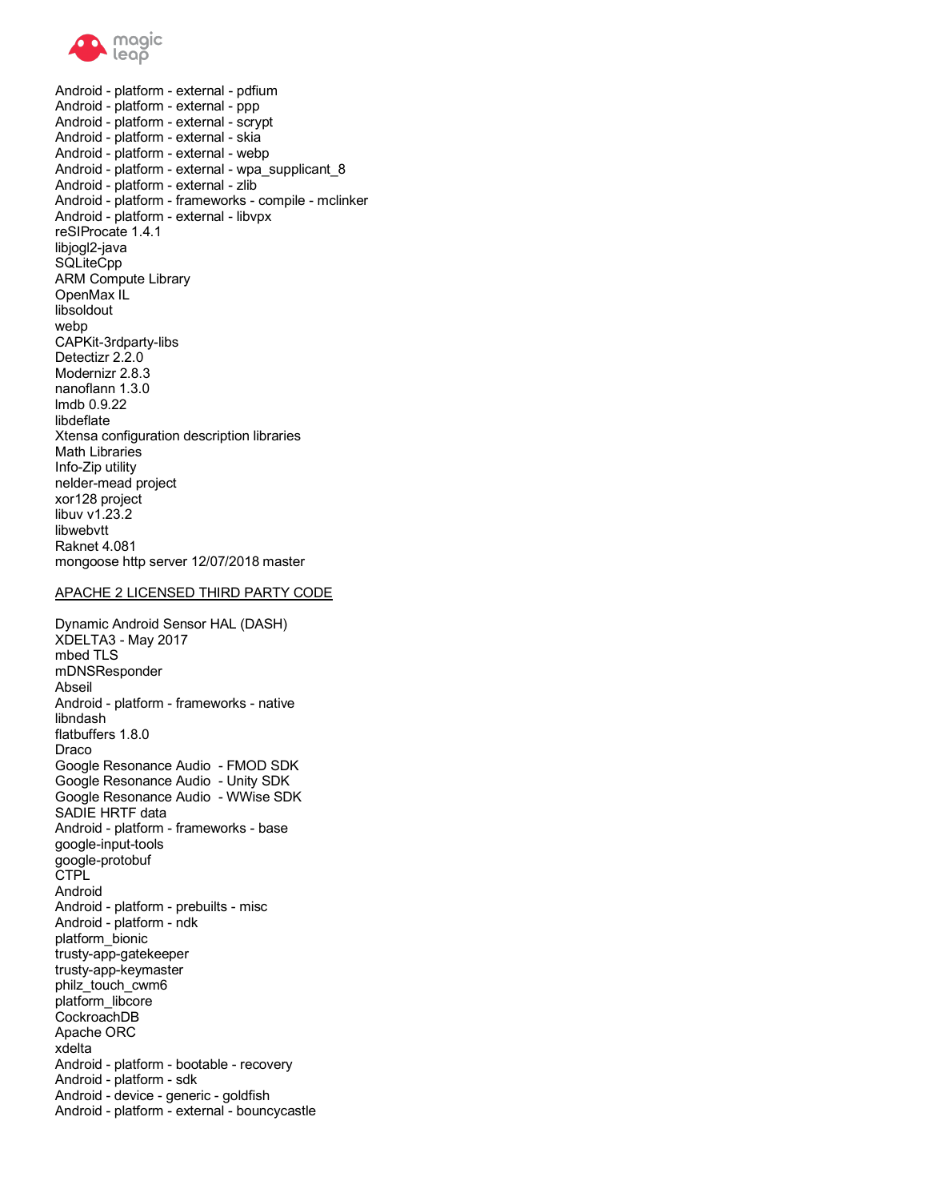Android - platform - external - pdfium
Android - platform - external - ppp
Android - platform - external - scrypt
Android - platform - external - skia
Android - platform - external - webp
Android - platform - external - wpa_supplicant_8
Android - platform - external - zlib
Android - platform - frameworks - compile - mclinker
Android - platform - external - libvpx
reSIProcate 1.4.1
libjogl2-java
SQLiteCpp
ARM Compute Library
OpenMax IL
libsoldout
webp
CAPKit-3rdparty-libs
Detectizr 2.2.0
Modernizr 2.8.3
nanoflann 1.3.0
lmdb 0.9.22
libdeflate
Xtensa configuration description libraries
Math Libraries
Info-Zip utility
nelder-mead project
xor128 project
libuv v1.23.2
libwebvtt
Raknet 4.081
mongoose http server 12/07/2018 master

## APACHE 2 LICENSED THIRD PARTY CODE

Dynamic Android Sensor HAL (DASH)
XDELTA3 - May 2017
mbed TLS
mDNSResponder
Abseil
Android - platform - frameworks - native
libndash
flatbuffers 1.8.0
Draco
Google Resonance Audio - FMOD SDK
Google Resonance Audio - Unity SDK
Google Resonance Audio - WWise SDK
SADIE HRTF data
Android - platform - frameworks - base
google-input-tools
google-protobuf
CTPL
Android
Android - platform - prebuilts - misc
Android - platform - ndk
platform_bionic
trusty-app-gatekeeper
trusty-app-keymaster
philz_touch_cwm6
platform_libcore
CockroachDB
Apache ORC
xdelta
Android - platform - bootable - recovery
Android - platform - sdk
Android - device - generic - goldfish
Android - platform - external - bouncycastle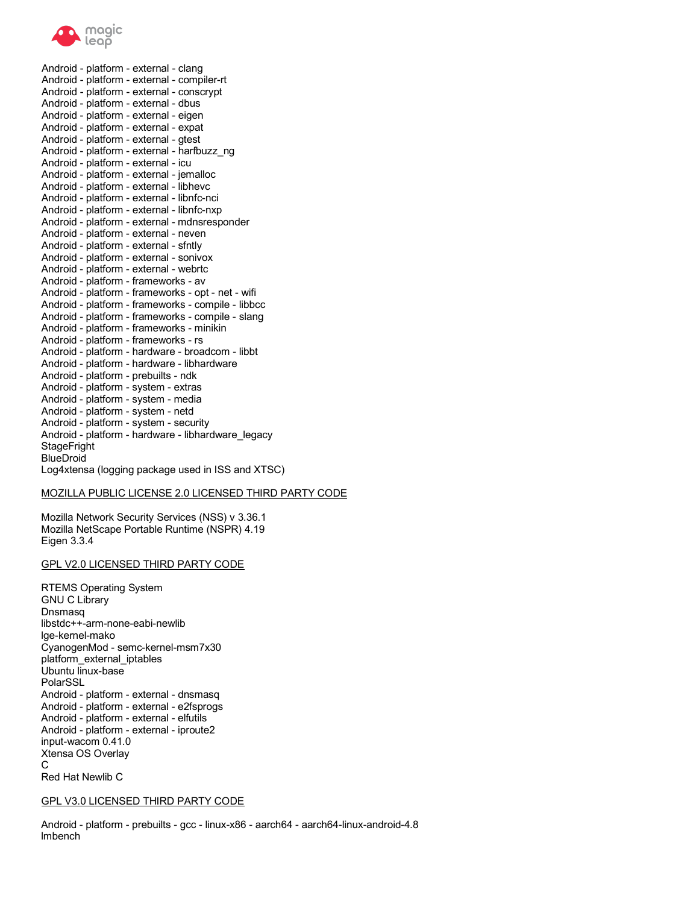Android - platform - external - clang
Android - platform - external - compiler-rt
Android - platform - external - conscrypt
Android - platform - external - dbus
Android - platform - external - eigen
Android - platform - external - expat
Android - platform - external - gtest
Android - platform - external - harfbuzz_ng
Android - platform - external - icu
Android - platform - external - jemalloc
Android - platform - external - libhevc
Android - platform - external - libnfc-nci
Android - platform - external - libnfc-nxp
Android - platform - external - mdnsresponder
Android - platform - external - neven
Android - platform - external - sfntly
Android - platform - external - sonivox
Android - platform - external - webrtc
Android - platform - frameworks - av
Android - platform - frameworks - opt - net - wifi
Android - platform - frameworks - compile - libbcc
Android - platform - frameworks - compile - slang
Android - platform - frameworks - minikin
Android - platform - frameworks - rs
Android - platform - hardware - broadcom - libbt
Android - platform - hardware - libhardware
Android - platform - prebuilts - ndk
Android - platform - system - extras
Android - platform - system - media
Android - platform - system - netd
Android - platform - system - security
Android - platform - hardware - libhardware_legacy
StageFright
BlueDroid
Log4xtensa (logging package used in ISS and XTSC)

## MOZILLA PUBLIC LICENSE 2.0 LICENSED THIRD PARTY CODE

Mozilla Network Security Services (NSS) v 3.36.1
Mozilla NetScape Portable Runtime (NSPR) 4.19
Eigen 3.3.4

## GPL V2.0 LICENSED THIRD PARTY CODE

RTEMS Operating System
GNU C Library
Dnsmasq
libstdc++-arm-none-eabi-newlib
lge-kernel-mako
CyanogenMod - semc-kernel-msm7x30
platform_external_iptables
Ubuntu linux-base
PolarSSL
Android - platform - external - dnsmasq
Android - platform - external - e2fsprogs
Android - platform - external - elfutils
Android - platform - external - iproute2
input-wacom 0.41.0
Xtensa OS Overlay
C
Red Hat Newlib C

## GPL V3.0 LICENSED THIRD PARTY CODE

Android - platform - prebuilts - gcc - linux-x86 - aarch64 - aarch64-linux-android-4.8
lmbench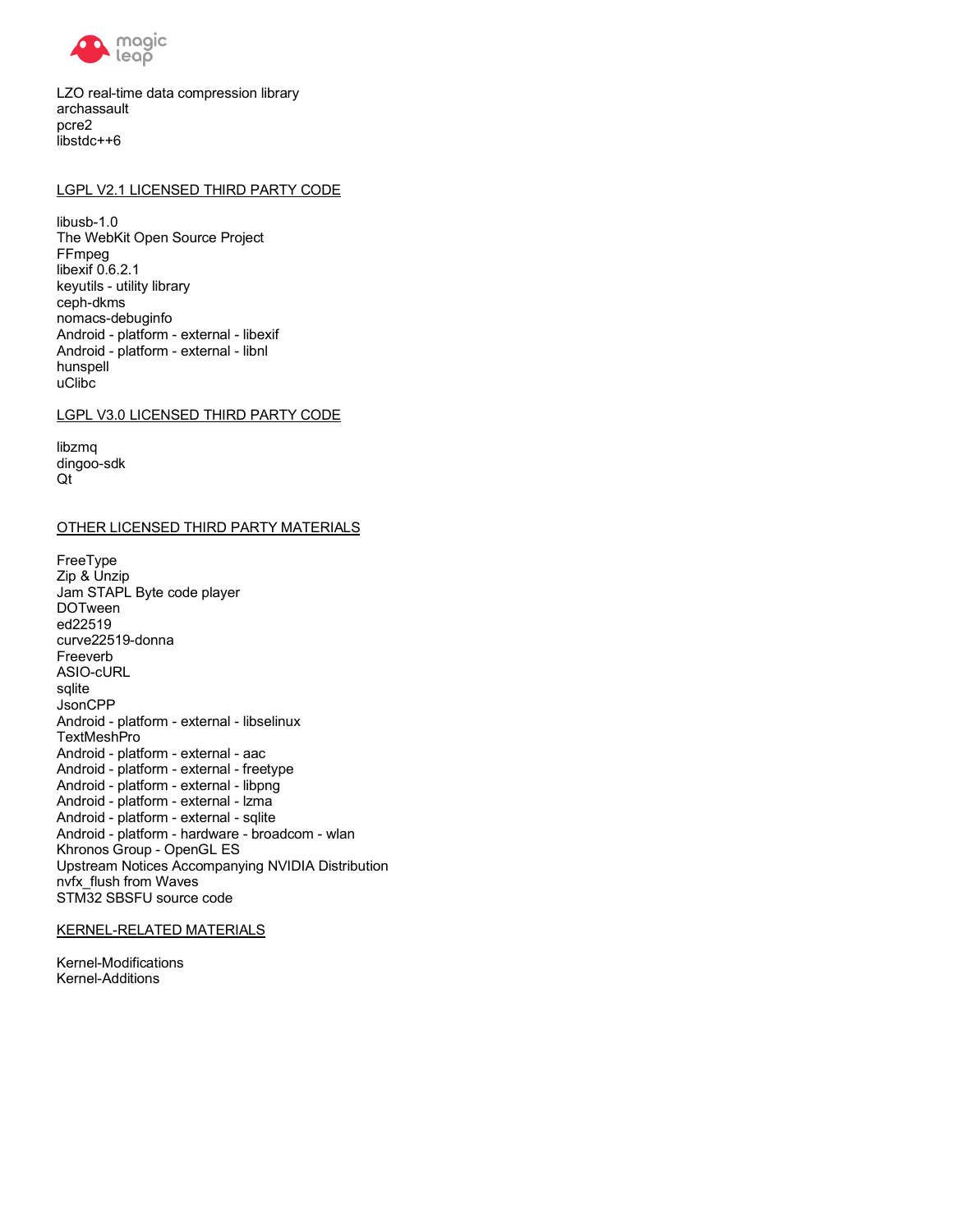LZO real-time data compression library
archassault
pcre2
libstdc++6

## LGPL V2.1 LICENSED THIRD PARTY CODE

libusb-1.0
The WebKit Open Source Project
FFmpeg
libexif 0.6.2.1
keyutils - utility library
ceph-dkms
nomacs-debuginfo
Android - platform - external - libexif
Android - platform - external - libnl
hunspell
uClibc

## LGPL V3.0 LICENSED THIRD PARTY CODE

libzmq
dingoo-sdk
Qt

## OTHER LICENSED THIRD PARTY MATERIALS

FreeType
Zip & Unzip
Jam STAPL Byte code player
DOTween
ed22519
curve22519-donna
Freeverb
ASIO-cURL
sqlite
JsonCPP
Android - platform - external - libselinux
TextMeshPro
Android - platform - external - aac
Android - platform - external - freetype
Android - platform - external - libpng
Android - platform - external - lzma
Android - platform - external - sqlite
Android - platform - hardware - broadcom - wlan
Khronos Group - OpenGL ES
Upstream Notices Accompanying NVIDIA Distribution
nvfx_flush from Waves
STM32 SBSFU source code

## KERNEL-RELATED MATERIALS

Kernel-Modifications
Kernel-Additions